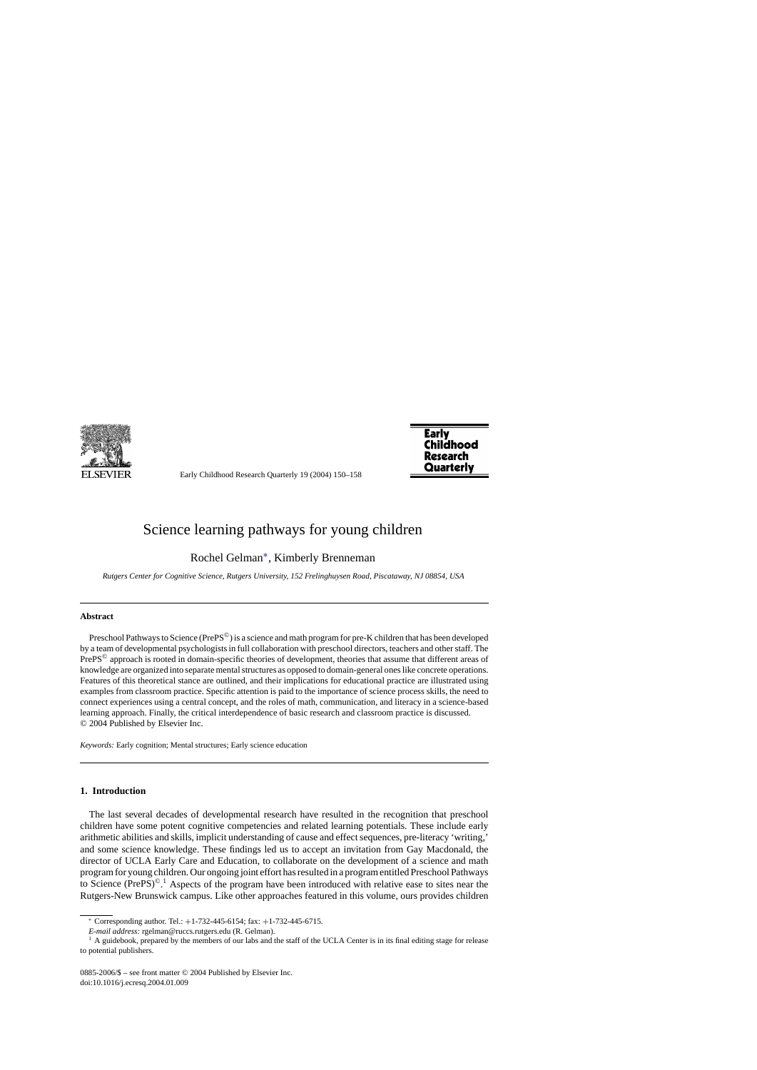# Science learning pathways for young children

Rochel Gelman*, Kimberly Brenneman

*Rutgers Center for Cognitive Science, Rutgers University, 152 Frelinghuysen Road, Piscataway, NJ 08854, USA*

## Abstract

Preschool Pathways to Science (PrePS©) is a science and math program for pre-K children that has been developed by a team of developmental psychologists in full collaboration with preschool directors, teachers and other staff. The PrePS© approach is rooted in domain-specific theories of development, theories that assume that different areas of knowledge are organized into separate mental structures as opposed to domain-general ones like concrete operations. Features of this theoretical stance are outlined, and their implications for educational practice are illustrated using examples from classroom practice. Specific attention is paid to the importance of science process skills, the need to connect experiences using a central concept, and the roles of math, communication, and literacy in a science-based learning approach. Finally, the critical interdependence of basic research and classroom practice is discussed.
© 2004 Published by Elsevier Inc.

*Keywords:* Early cognition; Mental structures; Early science education

## 1. Introduction

The last several decades of developmental research have resulted in the recognition that preschool children have some potent cognitive competencies and related learning potentials. These include early arithmetic abilities and skills, implicit understanding of cause and effect sequences, pre-literacy 'writing,' and some science knowledge. These findings led us to accept an invitation from Gay Macdonald, the director of UCLA Early Care and Education, to collaborate on the development of a science and math program for young children. Our ongoing joint effort has resulted in a program entitled Preschool Pathways to Science (PrePS)©.[1] Aspects of the program have been introduced with relative ease to sites near the Rutgers-New Brunswick campus. Like other approaches featured in this volume, ours provides children

---

* Corresponding author. Tel.: +1-732-445-6154; fax: +1-732-445-6715.
*E-mail address:* rgelman@ruccs.rutgers.edu (R. Gelman).

[1] A guidebook, prepared by the members of our labs and the staff of the UCLA Center is in its final editing stage for release to potential publishers.

0885-2006/$ – see front matter © 2004 Published by Elsevier Inc.
doi:10.1016/j.ecresq.2004.01.009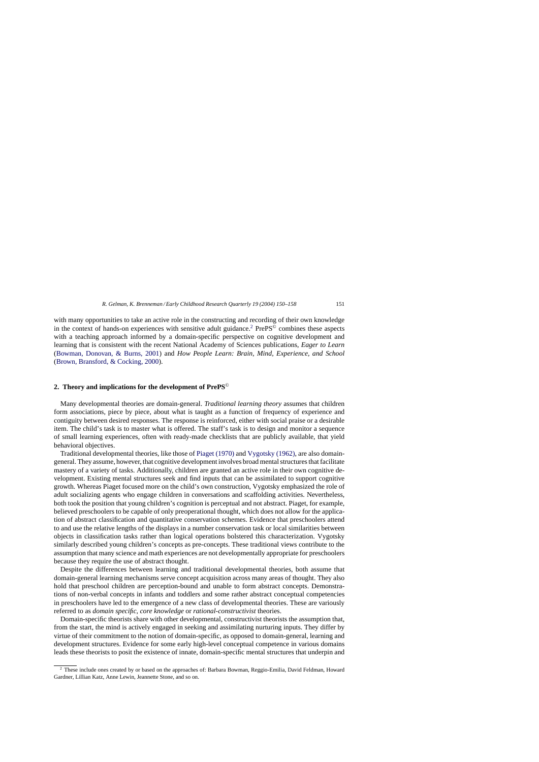with many opportunities to take an active role in the constructing and recording of their own knowledge in the context of hands-on experiences with sensitive adult guidance.[2] PrePS© combines these aspects with a teaching approach informed by a domain-specific perspective on cognitive development and learning that is consistent with the recent National Academy of Sciences publications, *Eager to Learn* (Bowman, Donovan, & Burns, 2001) and *How People Learn: Brain, Mind, Experience, and School* (Brown, Bransford, & Cocking, 2000).

## 2. Theory and implications for the development of PrePS©

Many developmental theories are domain-general. *Traditional learning theory* assumes that children form associations, piece by piece, about what is taught as a function of frequency of experience and contiguity between desired responses. The response is reinforced, either with social praise or a desirable item. The child's task is to master what is offered. The staff's task is to design and monitor a sequence of small learning experiences, often with ready-made checklists that are publicly available, that yield behavioral objectives.

Traditional developmental theories, like those of Piaget (1970) and Vygotsky (1962), are also domain-general. They assume, however, that cognitive development involves broad mental structures that facilitate mastery of a variety of tasks. Additionally, children are granted an active role in their own cognitive development. Existing mental structures seek and find inputs that can be assimilated to support cognitive growth. Whereas Piaget focused more on the child's own construction, Vygotsky emphasized the role of adult socializing agents who engage children in conversations and scaffolding activities. Nevertheless, both took the position that young children's cognition is perceptual and not abstract. Piaget, for example, believed preschoolers to be capable of only preoperational thought, which does not allow for the application of abstract classification and quantitative conservation schemes. Evidence that preschoolers attend to and use the relative lengths of the displays in a number conservation task or local similarities between objects in classification tasks rather than logical operations bolstered this characterization. Vygotsky similarly described young children's concepts as pre-concepts. These traditional views contribute to the assumption that many science and math experiences are not developmentally appropriate for preschoolers because they require the use of abstract thought.

Despite the differences between learning and traditional developmental theories, both assume that domain-general learning mechanisms serve concept acquisition across many areas of thought. They also hold that preschool children are perception-bound and unable to form abstract concepts. Demonstrations of non-verbal concepts in infants and toddlers and some rather abstract conceptual competencies in preschoolers have led to the emergence of a new class of developmental theories. These are variously referred to as *domain specific*, *core knowledge* or *rational-constructivist* theories.

Domain-specific theorists share with other developmental, constructivist theorists the assumption that, from the start, the mind is actively engaged in seeking and assimilating nurturing inputs. They differ by virtue of their commitment to the notion of domain-specific, as opposed to domain-general, learning and development structures. Evidence for some early high-level conceptual competence in various domains leads these theorists to posit the existence of innate, domain-specific mental structures that underpin and

[2] These include ones created by or based on the approaches of: Barbara Bowman, Reggio-Emilia, David Feldman, Howard Gardner, Lillian Katz, Anne Lewin, Jeannette Stone, and so on.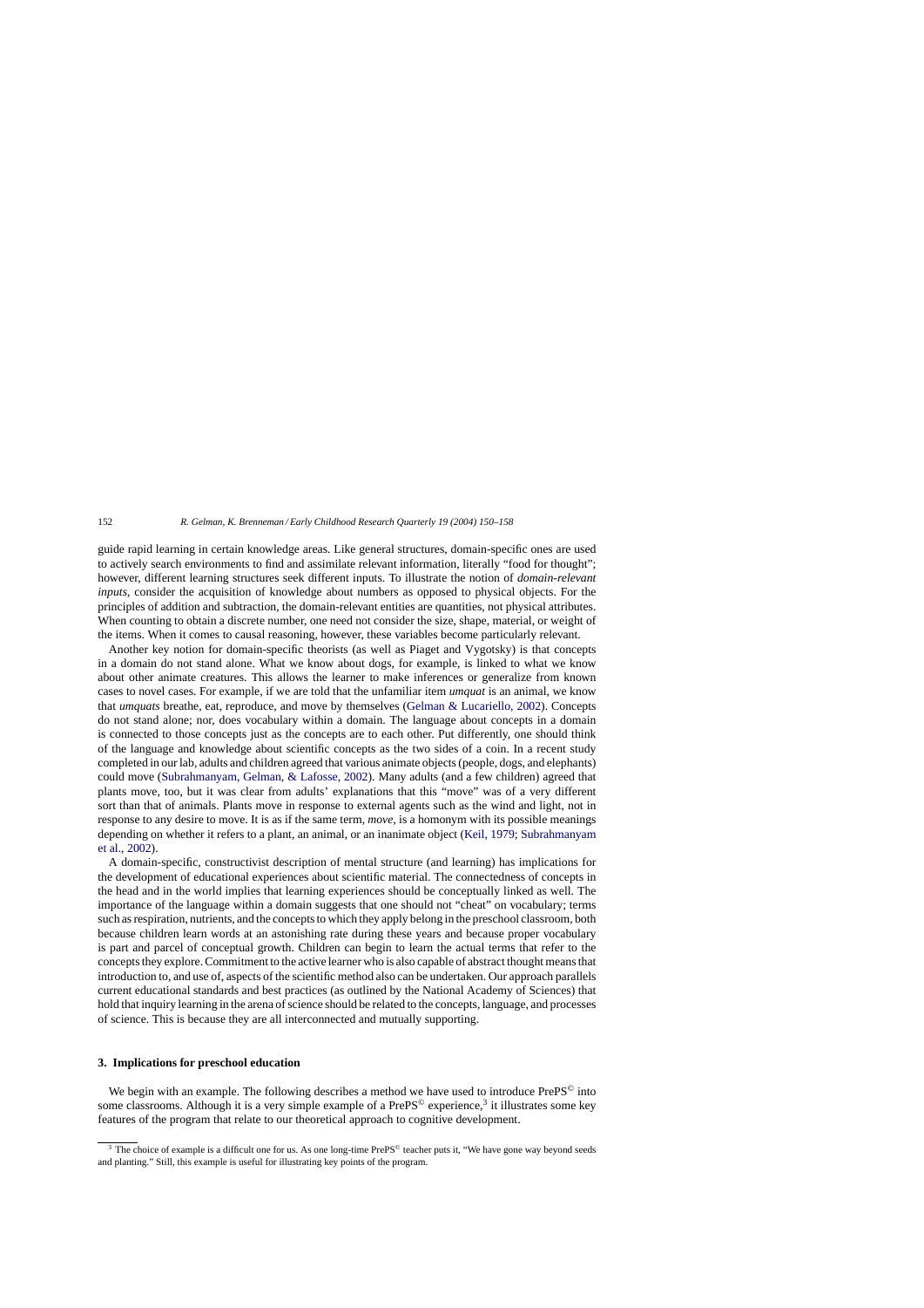guide rapid learning in certain knowledge areas. Like general structures, domain-specific ones are used to actively search environments to find and assimilate relevant information, literally "food for thought"; however, different learning structures seek different inputs. To illustrate the notion of *domain-relevant inputs*, consider the acquisition of knowledge about numbers as opposed to physical objects. For the principles of addition and subtraction, the domain-relevant entities are quantities, not physical attributes. When counting to obtain a discrete number, one need not consider the size, shape, material, or weight of the items. When it comes to causal reasoning, however, these variables become particularly relevant.

Another key notion for domain-specific theorists (as well as Piaget and Vygotsky) is that concepts in a domain do not stand alone. What we know about dogs, for example, is linked to what we know about other animate creatures. This allows the learner to make inferences or generalize from known cases to novel cases. For example, if we are told that the unfamiliar item *umquat* is an animal, we know that *umquats* breathe, eat, reproduce, and move by themselves (Gelman & Lucariello, 2002). Concepts do not stand alone; nor, does vocabulary within a domain. The language about concepts in a domain is connected to those concepts just as the concepts are to each other. Put differently, one should think of the language and knowledge about scientific concepts as the two sides of a coin. In a recent study completed in our lab, adults and children agreed that various animate objects (people, dogs, and elephants) could move (Subrahmanyam, Gelman, & Lafosse, 2002). Many adults (and a few children) agreed that plants move, too, but it was clear from adults' explanations that this "move" was of a very different sort than that of animals. Plants move in response to external agents such as the wind and light, not in response to any desire to move. It is as if the same term, *move*, is a homonym with its possible meanings depending on whether it refers to a plant, an animal, or an inanimate object (Keil, 1979; Subrahmanyam et al., 2002).

A domain-specific, constructivist description of mental structure (and learning) has implications for the development of educational experiences about scientific material. The connectedness of concepts in the head and in the world implies that learning experiences should be conceptually linked as well. The importance of the language within a domain suggests that one should not "cheat" on vocabulary; terms such as respiration, nutrients, and the concepts to which they apply belong in the preschool classroom, both because children learn words at an astonishing rate during these years and because proper vocabulary is part and parcel of conceptual growth. Children can begin to learn the actual terms that refer to the concepts they explore. Commitment to the active learner who is also capable of abstract thought means that introduction to, and use of, aspects of the scientific method also can be undertaken. Our approach parallels current educational standards and best practices (as outlined by the National Academy of Sciences) that hold that inquiry learning in the arena of science should be related to the concepts, language, and processes of science. This is because they are all interconnected and mutually supporting.

## 3. Implications for preschool education

We begin with an example. The following describes a method we have used to introduce PrePS© into some classrooms. Although it is a very simple example of a PrePS© experience,[3] it illustrates some key features of the program that relate to our theoretical approach to cognitive development.

[3] The choice of example is a difficult one for us. As one long-time PrePS© teacher puts it, "We have gone way beyond seeds and planting." Still, this example is useful for illustrating key points of the program.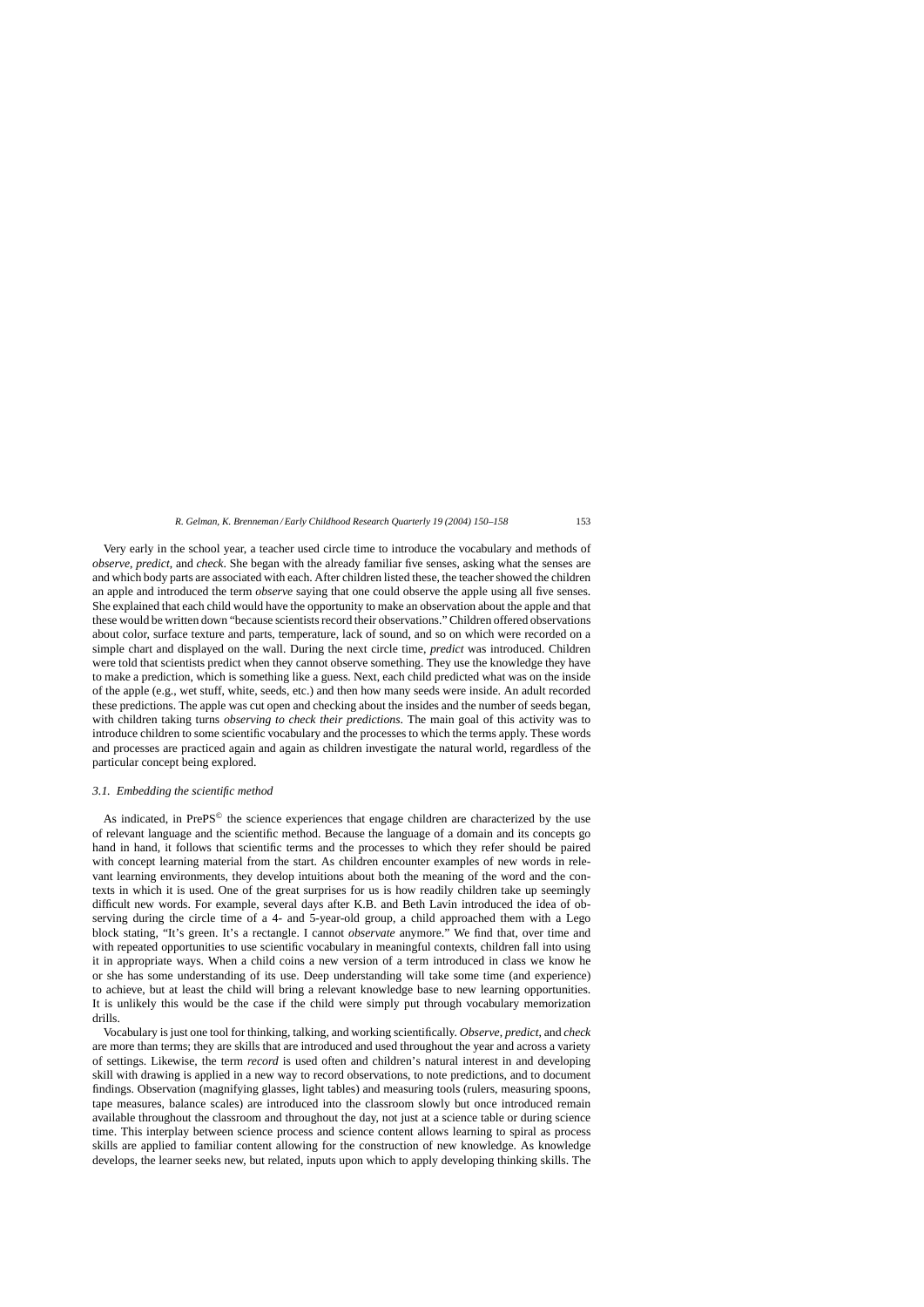Very early in the school year, a teacher used circle time to introduce the vocabulary and methods of *observe*, *predict*, and *check*. She began with the already familiar five senses, asking what the senses are and which body parts are associated with each. After children listed these, the teacher showed the children an apple and introduced the term *observe* saying that one could observe the apple using all five senses. She explained that each child would have the opportunity to make an observation about the apple and that these would be written down "because scientists record their observations." Children offered observations about color, surface texture and parts, temperature, lack of sound, and so on which were recorded on a simple chart and displayed on the wall. During the next circle time, *predict* was introduced. Children were told that scientists predict when they cannot observe something. They use the knowledge they have to make a prediction, which is something like a guess. Next, each child predicted what was on the inside of the apple (e.g., wet stuff, white, seeds, etc.) and then how many seeds were inside. An adult recorded these predictions. The apple was cut open and checking about the insides and the number of seeds began, with children taking turns *observing to check their predictions*. The main goal of this activity was to introduce children to some scientific vocabulary and the processes to which the terms apply. These words and processes are practiced again and again as children investigate the natural world, regardless of the particular concept being explored.

### 3.1. Embedding the scientific method

As indicated, in PrePS© the science experiences that engage children are characterized by the use of relevant language and the scientific method. Because the language of a domain and its concepts go hand in hand, it follows that scientific terms and the processes to which they refer should be paired with concept learning material from the start. As children encounter examples of new words in relevant learning environments, they develop intuitions about both the meaning of the word and the contexts in which it is used. One of the great surprises for us is how readily children take up seemingly difficult new words. For example, several days after K.B. and Beth Lavin introduced the idea of observing during the circle time of a 4- and 5-year-old group, a child approached them with a Lego block stating, "It's green. It's a rectangle. I cannot *observate* anymore." We find that, over time and with repeated opportunities to use scientific vocabulary in meaningful contexts, children fall into using it in appropriate ways. When a child coins a new version of a term introduced in class we know he or she has some understanding of its use. Deep understanding will take some time (and experience) to achieve, but at least the child will bring a relevant knowledge base to new learning opportunities. It is unlikely this would be the case if the child were simply put through vocabulary memorization drills.

Vocabulary is just one tool for thinking, talking, and working scientifically. *Observe*, *predict*, and *check* are more than terms; they are skills that are introduced and used throughout the year and across a variety of settings. Likewise, the term *record* is used often and children's natural interest in and developing skill with drawing is applied in a new way to record observations, to note predictions, and to document findings. Observation (magnifying glasses, light tables) and measuring tools (rulers, measuring spoons, tape measures, balance scales) are introduced into the classroom slowly but once introduced remain available throughout the classroom and throughout the day, not just at a science table or during science time. This interplay between science process and science content allows learning to spiral as process skills are applied to familiar content allowing for the construction of new knowledge. As knowledge develops, the learner seeks new, but related, inputs upon which to apply developing thinking skills. The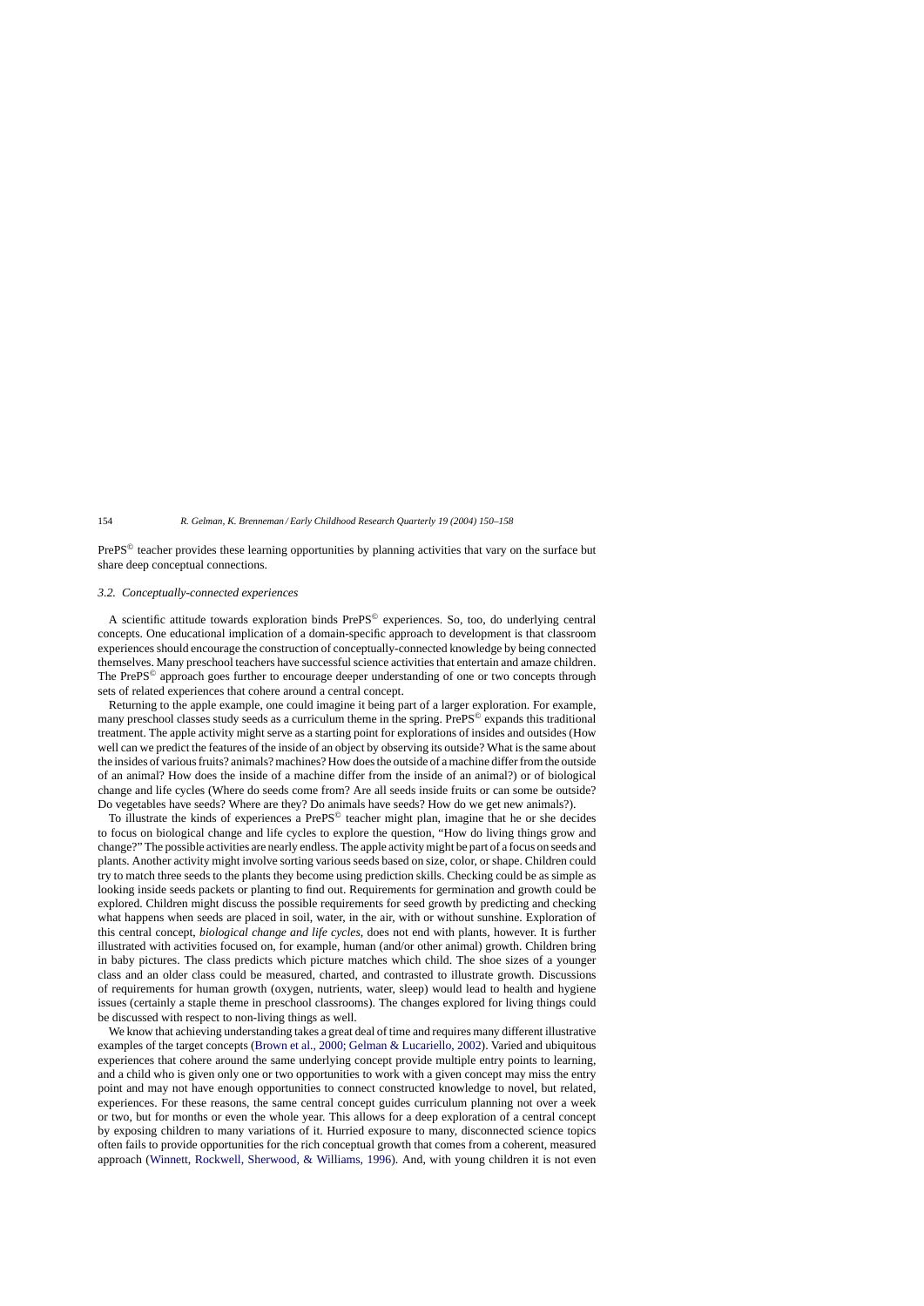PrePS© teacher provides these learning opportunities by planning activities that vary on the surface but share deep conceptual connections.

### 3.2. Conceptually-connected experiences

A scientific attitude towards exploration binds PrePS© experiences. So, too, do underlying central concepts. One educational implication of a domain-specific approach to development is that classroom experiences should encourage the construction of conceptually-connected knowledge by being connected themselves. Many preschool teachers have successful science activities that entertain and amaze children. The PrePS© approach goes further to encourage deeper understanding of one or two concepts through sets of related experiences that cohere around a central concept.

Returning to the apple example, one could imagine it being part of a larger exploration. For example, many preschool classes study seeds as a curriculum theme in the spring. PrePS© expands this traditional treatment. The apple activity might serve as a starting point for explorations of insides and outsides (How well can we predict the features of the inside of an object by observing its outside? What is the same about the insides of various fruits? animals? machines? How does the outside of a machine differ from the outside of an animal? How does the inside of a machine differ from the inside of an animal?) or of biological change and life cycles (Where do seeds come from? Are all seeds inside fruits or can some be outside? Do vegetables have seeds? Where are they? Do animals have seeds? How do we get new animals?).

To illustrate the kinds of experiences a PrePS© teacher might plan, imagine that he or she decides to focus on biological change and life cycles to explore the question, "How do living things grow and change?" The possible activities are nearly endless. The apple activity might be part of a focus on seeds and plants. Another activity might involve sorting various seeds based on size, color, or shape. Children could try to match three seeds to the plants they become using prediction skills. Checking could be as simple as looking inside seeds packets or planting to find out. Requirements for germination and growth could be explored. Children might discuss the possible requirements for seed growth by predicting and checking what happens when seeds are placed in soil, water, in the air, with or without sunshine. Exploration of this central concept, *biological change and life cycles*, does not end with plants, however. It is further illustrated with activities focused on, for example, human (and/or other animal) growth. Children bring in baby pictures. The class predicts which picture matches which child. The shoe sizes of a younger class and an older class could be measured, charted, and contrasted to illustrate growth. Discussions of requirements for human growth (oxygen, nutrients, water, sleep) would lead to health and hygiene issues (certainly a staple theme in preschool classrooms). The changes explored for living things could be discussed with respect to non-living things as well.

We know that achieving understanding takes a great deal of time and requires many different illustrative examples of the target concepts (Brown et al., 2000; Gelman & Lucariello, 2002). Varied and ubiquitous experiences that cohere around the same underlying concept provide multiple entry points to learning, and a child who is given only one or two opportunities to work with a given concept may miss the entry point and may not have enough opportunities to connect constructed knowledge to novel, but related, experiences. For these reasons, the same central concept guides curriculum planning not over a week or two, but for months or even the whole year. This allows for a deep exploration of a central concept by exposing children to many variations of it. Hurried exposure to many, disconnected science topics often fails to provide opportunities for the rich conceptual growth that comes from a coherent, measured approach (Winnett, Rockwell, Sherwood, & Williams, 1996). And, with young children it is not even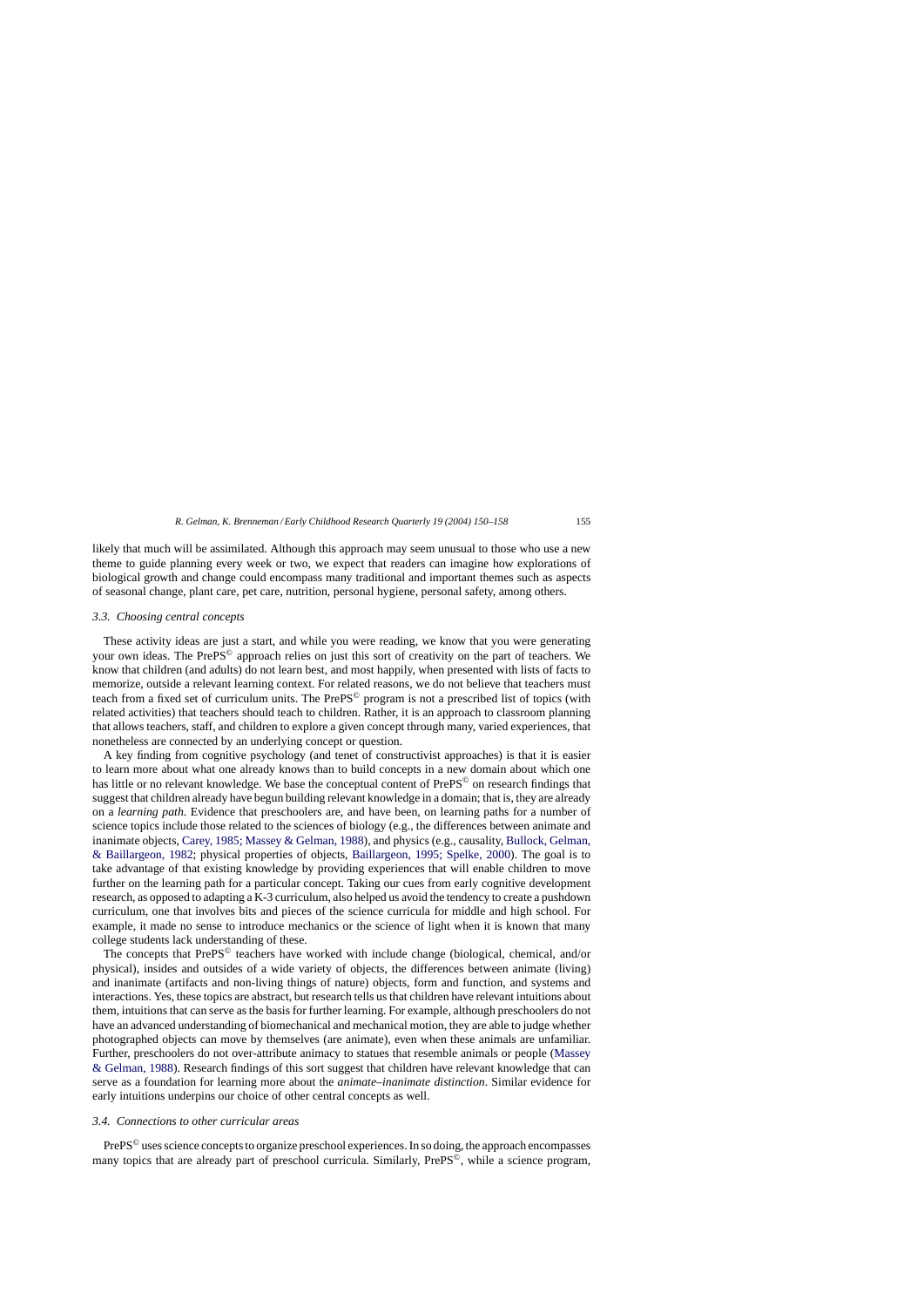likely that much will be assimilated. Although this approach may seem unusual to those who use a new theme to guide planning every week or two, we expect that readers can imagine how explorations of biological growth and change could encompass many traditional and important themes such as aspects of seasonal change, plant care, pet care, nutrition, personal hygiene, personal safety, among others.

### *3.3. Choosing central concepts*

These activity ideas are just a start, and while you were reading, we know that you were generating your own ideas. The PrePS© approach relies on just this sort of creativity on the part of teachers. We know that children (and adults) do not learn best, and most happily, when presented with lists of facts to memorize, outside a relevant learning context. For related reasons, we do not believe that teachers must teach from a fixed set of curriculum units. The PrePS© program is not a prescribed list of topics (with related activities) that teachers should teach to children. Rather, it is an approach to classroom planning that allows teachers, staff, and children to explore a given concept through many, varied experiences, that nonetheless are connected by an underlying concept or question.

A key finding from cognitive psychology (and tenet of constructivist approaches) is that it is easier to learn more about what one already knows than to build concepts in a new domain about which one has little or no relevant knowledge. We base the conceptual content of PrePS© on research findings that suggest that children already have begun building relevant knowledge in a domain; that is, they are already on a *learning path*. Evidence that preschoolers are, and have been, on learning paths for a number of science topics include those related to the sciences of biology (e.g., the differences between animate and inanimate objects, Carey, 1985; Massey & Gelman, 1988), and physics (e.g., causality, Bullock, Gelman, & Baillargeon, 1982; physical properties of objects, Baillargeon, 1995; Spelke, 2000). The goal is to take advantage of that existing knowledge by providing experiences that will enable children to move further on the learning path for a particular concept. Taking our cues from early cognitive development research, as opposed to adapting a K-3 curriculum, also helped us avoid the tendency to create a pushdown curriculum, one that involves bits and pieces of the science curricula for middle and high school. For example, it made no sense to introduce mechanics or the science of light when it is known that many college students lack understanding of these.

The concepts that PrePS© teachers have worked with include change (biological, chemical, and/or physical), insides and outsides of a wide variety of objects, the differences between animate (living) and inanimate (artifacts and non-living things of nature) objects, form and function, and systems and interactions. Yes, these topics are abstract, but research tells us that children have relevant intuitions about them, intuitions that can serve as the basis for further learning. For example, although preschoolers do not have an advanced understanding of biomechanical and mechanical motion, they are able to judge whether photographed objects can move by themselves (are animate), even when these animals are unfamiliar. Further, preschoolers do not over-attribute animacy to statues that resemble animals or people (Massey & Gelman, 1988). Research findings of this sort suggest that children have relevant knowledge that can serve as a foundation for learning more about the *animate–inanimate distinction*. Similar evidence for early intuitions underpins our choice of other central concepts as well.

### *3.4. Connections to other curricular areas*

PrePS© uses science concepts to organize preschool experiences. In so doing, the approach encompasses many topics that are already part of preschool curricula. Similarly, PrePS©, while a science program,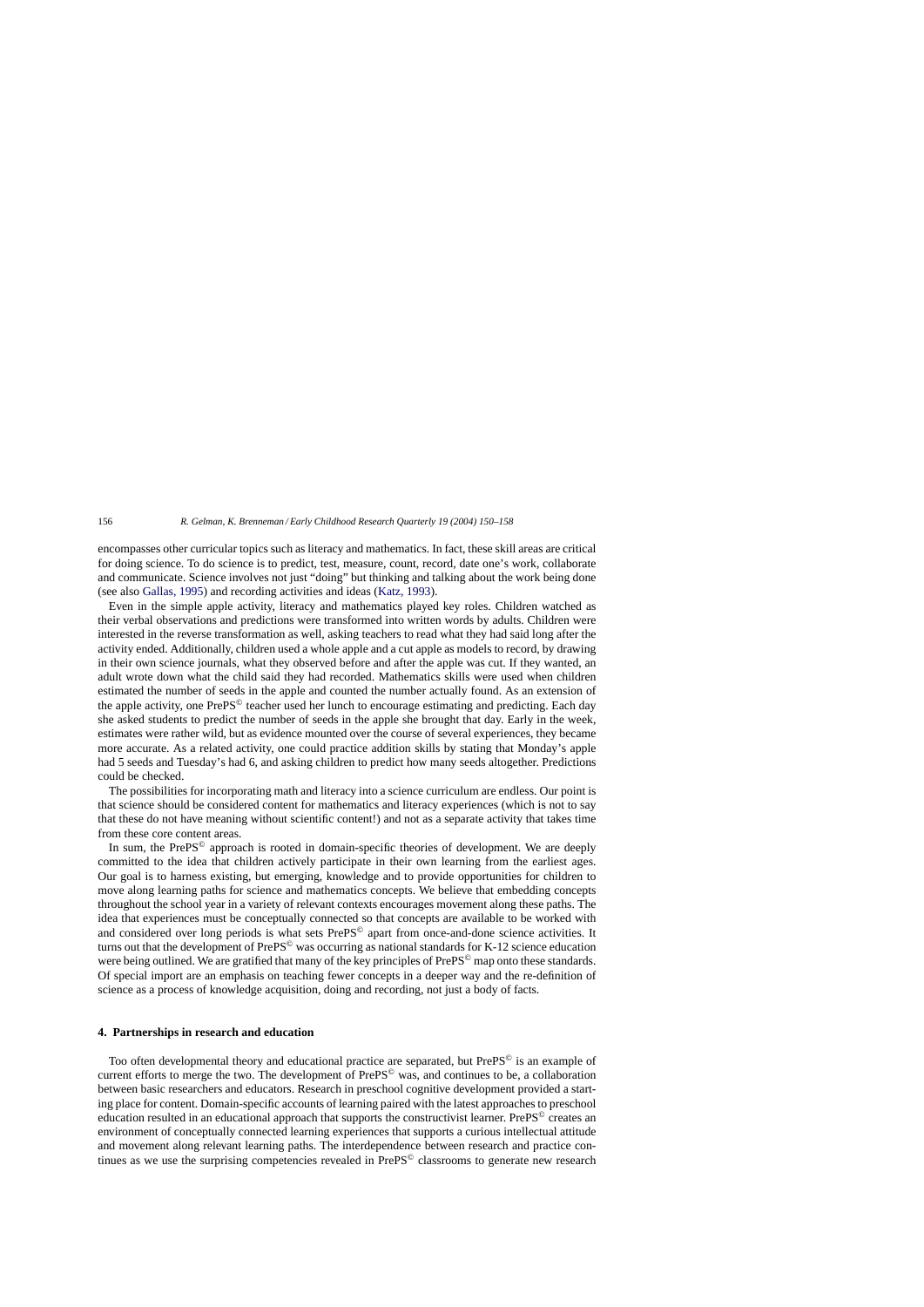encompasses other curricular topics such as literacy and mathematics. In fact, these skill areas are critical for doing science. To do science is to predict, test, measure, count, record, date one's work, collaborate and communicate. Science involves not just "doing" but thinking and talking about the work being done (see also Gallas, 1995) and recording activities and ideas (Katz, 1993).

Even in the simple apple activity, literacy and mathematics played key roles. Children watched as their verbal observations and predictions were transformed into written words by adults. Children were interested in the reverse transformation as well, asking teachers to read what they had said long after the activity ended. Additionally, children used a whole apple and a cut apple as models to record, by drawing in their own science journals, what they observed before and after the apple was cut. If they wanted, an adult wrote down what the child said they had recorded. Mathematics skills were used when children estimated the number of seeds in the apple and counted the number actually found. As an extension of the apple activity, one PrePS© teacher used her lunch to encourage estimating and predicting. Each day she asked students to predict the number of seeds in the apple she brought that day. Early in the week, estimates were rather wild, but as evidence mounted over the course of several experiences, they became more accurate. As a related activity, one could practice addition skills by stating that Monday's apple had 5 seeds and Tuesday's had 6, and asking children to predict how many seeds altogether. Predictions could be checked.

The possibilities for incorporating math and literacy into a science curriculum are endless. Our point is that science should be considered content for mathematics and literacy experiences (which is not to say that these do not have meaning without scientific content!) and not as a separate activity that takes time from these core content areas.

In sum, the PrePS© approach is rooted in domain-specific theories of development. We are deeply committed to the idea that children actively participate in their own learning from the earliest ages. Our goal is to harness existing, but emerging, knowledge and to provide opportunities for children to move along learning paths for science and mathematics concepts. We believe that embedding concepts throughout the school year in a variety of relevant contexts encourages movement along these paths. The idea that experiences must be conceptually connected so that concepts are available to be worked with and considered over long periods is what sets PrePS© apart from once-and-done science activities. It turns out that the development of PrePS© was occurring as national standards for K-12 science education were being outlined. We are gratified that many of the key principles of PrePS© map onto these standards. Of special import are an emphasis on teaching fewer concepts in a deeper way and the re-definition of science as a process of knowledge acquisition, doing and recording, not just a body of facts.

## 4. Partnerships in research and education

Too often developmental theory and educational practice are separated, but PrePS© is an example of current efforts to merge the two. The development of PrePS© was, and continues to be, a collaboration between basic researchers and educators. Research in preschool cognitive development provided a starting place for content. Domain-specific accounts of learning paired with the latest approaches to preschool education resulted in an educational approach that supports the constructivist learner. PrePS© creates an environment of conceptually connected learning experiences that supports a curious intellectual attitude and movement along relevant learning paths. The interdependence between research and practice continues as we use the surprising competencies revealed in PrePS© classrooms to generate new research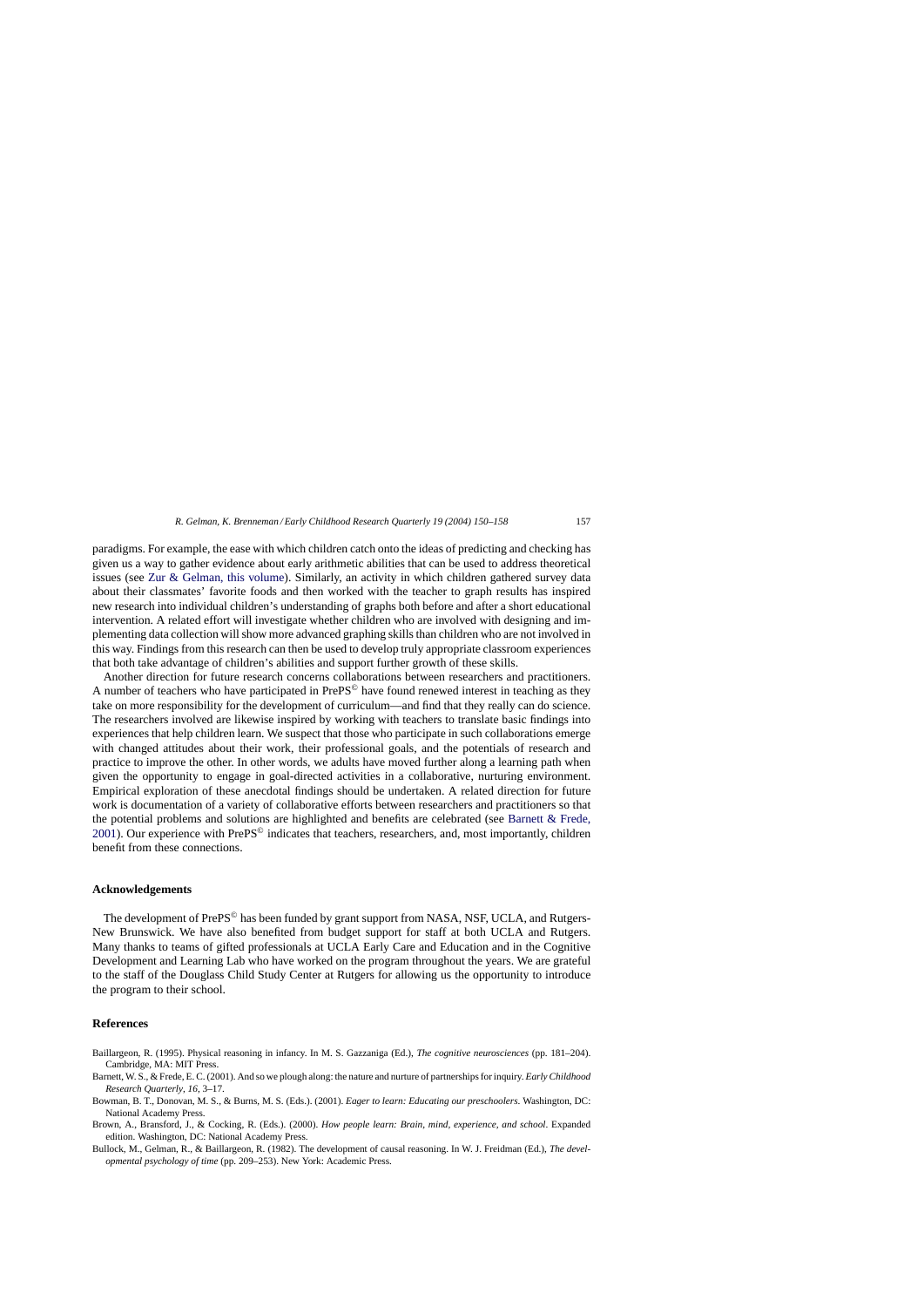paradigms. For example, the ease with which children catch onto the ideas of predicting and checking has given us a way to gather evidence about early arithmetic abilities that can be used to address theoretical issues (see Zur & Gelman, this volume). Similarly, an activity in which children gathered survey data about their classmates' favorite foods and then worked with the teacher to graph results has inspired new research into individual children's understanding of graphs both before and after a short educational intervention. A related effort will investigate whether children who are involved with designing and implementing data collection will show more advanced graphing skills than children who are not involved in this way. Findings from this research can then be used to develop truly appropriate classroom experiences that both take advantage of children's abilities and support further growth of these skills.

Another direction for future research concerns collaborations between researchers and practitioners. A number of teachers who have participated in PrePS© have found renewed interest in teaching as they take on more responsibility for the development of curriculum—and find that they really can do science. The researchers involved are likewise inspired by working with teachers to translate basic findings into experiences that help children learn. We suspect that those who participate in such collaborations emerge with changed attitudes about their work, their professional goals, and the potentials of research and practice to improve the other. In other words, we adults have moved further along a learning path when given the opportunity to engage in goal-directed activities in a collaborative, nurturing environment. Empirical exploration of these anecdotal findings should be undertaken. A related direction for future work is documentation of a variety of collaborative efforts between researchers and practitioners so that the potential problems and solutions are highlighted and benefits are celebrated (see Barnett & Frede, 2001). Our experience with PrePS© indicates that teachers, researchers, and, most importantly, children benefit from these connections.

## Acknowledgements

The development of PrePS© has been funded by grant support from NASA, NSF, UCLA, and Rutgers-New Brunswick. We have also benefited from budget support for staff at both UCLA and Rutgers. Many thanks to teams of gifted professionals at UCLA Early Care and Education and in the Cognitive Development and Learning Lab who have worked on the program throughout the years. We are grateful to the staff of the Douglass Child Study Center at Rutgers for allowing us the opportunity to introduce the program to their school.

## References

Baillargeon, R. (1995). Physical reasoning in infancy. In M. S. Gazzaniga (Ed.), *The cognitive neurosciences* (pp. 181–204). Cambridge, MA: MIT Press.

Barnett, W. S., & Frede, E. C. (2001). And so we plough along: the nature and nurture of partnerships for inquiry. *Early Childhood Research Quarterly*, *16*, 3–17.

Bowman, B. T., Donovan, M. S., & Burns, M. S. (Eds.). (2001). *Eager to learn: Educating our preschoolers*. Washington, DC: National Academy Press.

Brown, A., Bransford, J., & Cocking, R. (Eds.). (2000). *How people learn: Brain, mind, experience, and school*. Expanded edition. Washington, DC: National Academy Press.

Bullock, M., Gelman, R., & Baillargeon, R. (1982). The development of causal reasoning. In W. J. Freidman (Ed.), *The developmental psychology of time* (pp. 209–253). New York: Academic Press.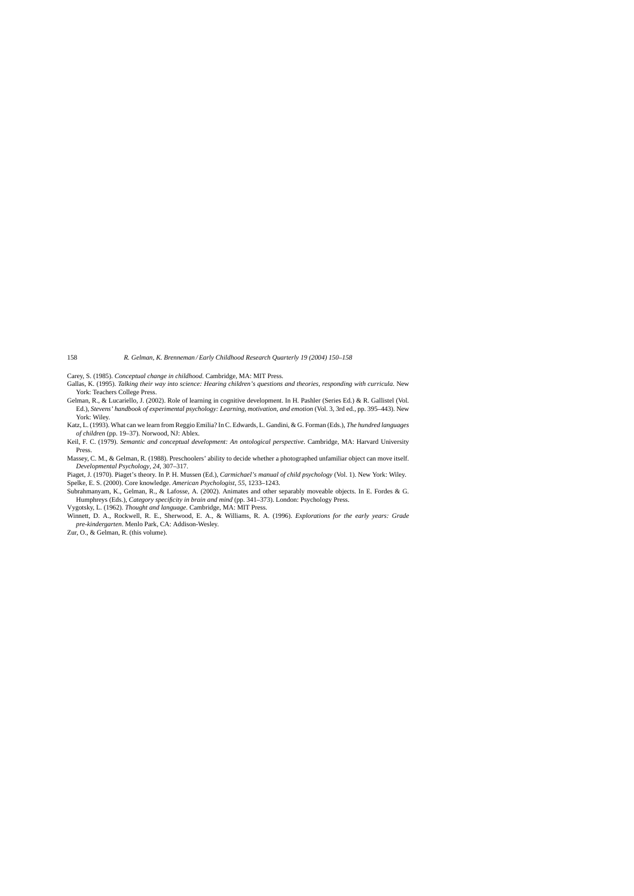Carey, S. (1985). *Conceptual change in childhood*. Cambridge, MA: MIT Press.

Gallas, K. (1995). *Talking their way into science: Hearing children's questions and theories, responding with curricula.* New York: Teachers College Press.

Gelman, R., & Lucariello, J. (2002). Role of learning in cognitive development. In H. Pashler (Series Ed.) & R. Gallistel (Vol. Ed.), *Stevens' handbook of experimental psychology: Learning, motivation, and emotion* (Vol. 3, 3rd ed., pp. 395–443). New York: Wiley.

Katz, L. (1993). What can we learn from Reggio Emilia? In C. Edwards, L. Gandini, & G. Forman (Eds.), *The hundred languages of children* (pp. 19–37). Norwood, NJ: Ablex.

Keil, F. C. (1979). *Semantic and conceptual development: An ontological perspective*. Cambridge, MA: Harvard University Press.

Massey, C. M., & Gelman, R. (1988). Preschoolers' ability to decide whether a photographed unfamiliar object can move itself. *Developmental Psychology*, *24*, 307–317.

Piaget, J. (1970). Piaget's theory. In P. H. Mussen (Ed.), *Carmichael's manual of child psychology* (Vol. 1). New York: Wiley.

Spelke, E. S. (2000). Core knowledge. *American Psychologist*, *55*, 1233–1243.

Subrahmanyam, K., Gelman, R., & Lafosse, A. (2002). Animates and other separably moveable objects. In E. Fordes & G. Humphreys (Eds.), *Category specificity in brain and mind* (pp. 341–373). London: Psychology Press.

Vygotsky, L. (1962). *Thought and language*. Cambridge, MA: MIT Press.

Winnett, D. A., Rockwell, R. E., Sherwood, E. A., & Williams, R. A. (1996). *Explorations for the early years: Grade pre-kindergarten*. Menlo Park, CA: Addison-Wesley.

Zur, O., & Gelman, R. (this volume).